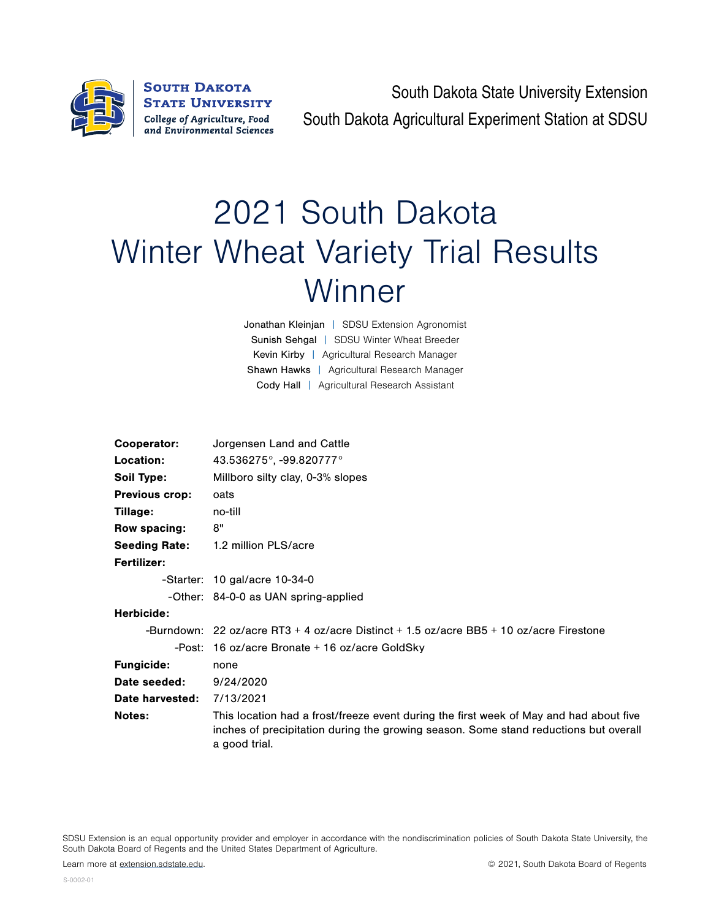South Dakota State University
College of Agriculture, Food and Environmental Sciences

South Dakota State University Extension
South Dakota Agricultural Experiment Station at SDSU

# 2021 South Dakota Winter Wheat Variety Trial Results Winner

Jonathan Kleinjan | SDSU Extension Agronomist
Sunish Sehgal | SDSU Winter Wheat Breeder
Kevin Kirby | Agricultural Research Manager
Shawn Hawks | Agricultural Research Manager
Cody Hall | Agricultural Research Assistant

**Cooperator:** Jorgensen Land and Cattle
**Location:** 43.536275°, -99.820777°
**Soil Type:** Millboro silty clay, 0-3% slopes
**Previous crop:** oats
**Tillage:** no-till
**Row spacing:** 8"
**Seeding Rate:** 1.2 million PLS/acre
**Fertilizer:**
- Starter: 10 gal/acre 10-34-0
- Other: 84-0-0 as UAN spring-applied

**Herbicide:**
- Burndown: 22 oz/acre RT3 + 4 oz/acre Distinct + 1.5 oz/acre BB5 + 10 oz/acre Firestone
- Post: 16 oz/acre Bronate + 16 oz/acre GoldSky

**Fungicide:** none
**Date seeded:** 9/24/2020
**Date harvested:** 7/13/2021
**Notes:** This location had a frost/freeze event during the first week of May and had about five inches of precipitation during the growing season. Some stand reductions but overall a good trial.

SDSU Extension is an equal opportunity provider and employer in accordance with the nondiscrimination policies of South Dakota State University, the South Dakota Board of Regents and the United States Department of Agriculture.

Learn more at extension.sdstate.edu.

© 2021, South Dakota Board of Regents

S-0002-01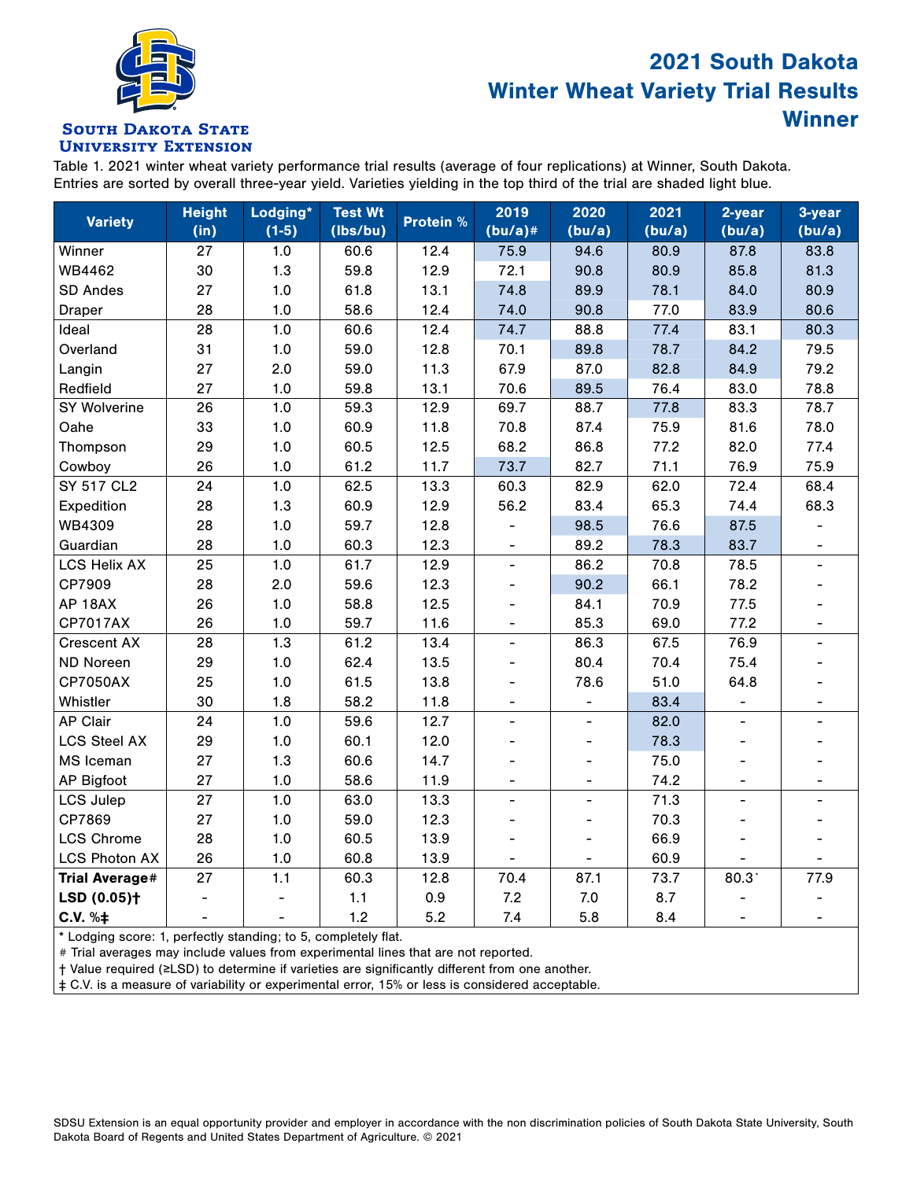South Dakota State University Extension

# 2021 South Dakota Winter Wheat Variety Trial Results Winner

Table 1. 2021 winter wheat variety performance trial results (average of four replications) at Winner, South Dakota. Entries are sorted by overall three-year yield. Varieties yielding in the top third of the trial are shaded light blue.

| Variety | Height (in) | Lodging* (1-5) | Test Wt (lbs/bu) | Protein % | 2019 (bu/a)# | 2020 (bu/a) | 2021 (bu/a) | 2-year (bu/a) | 3-year (bu/a) |
|---|---|---|---|---|---|---|---|---|---|
| Winner | 27 | 1.0 | 60.6 | 12.4 | 75.9 | 94.6 | 80.9 | 87.8 | 83.8 |
| WB4462 | 30 | 1.3 | 59.8 | 12.9 | 72.1 | 90.8 | 80.9 | 85.8 | 81.3 |
| SD Andes | 27 | 1.0 | 61.8 | 13.1 | 74.8 | 89.9 | 78.1 | 84.0 | 80.9 |
| Draper | 28 | 1.0 | 58.6 | 12.4 | 74.0 | 90.8 | 77.0 | 83.9 | 80.6 |
| Ideal | 28 | 1.0 | 60.6 | 12.4 | 74.7 | 88.8 | 77.4 | 83.1 | 80.3 |
| Overland | 31 | 1.0 | 59.0 | 12.8 | 70.1 | 89.8 | 78.7 | 84.2 | 79.5 |
| Langin | 27 | 2.0 | 59.0 | 11.3 | 67.9 | 87.0 | 82.8 | 84.9 | 79.2 |
| Redfield | 27 | 1.0 | 59.8 | 13.1 | 70.6 | 89.5 | 76.4 | 83.0 | 78.8 |
| SY Wolverine | 26 | 1.0 | 59.3 | 12.9 | 69.7 | 88.7 | 77.8 | 83.3 | 78.7 |
| Oahe | 33 | 1.0 | 60.9 | 11.8 | 70.8 | 87.4 | 75.9 | 81.6 | 78.0 |
| Thompson | 29 | 1.0 | 60.5 | 12.5 | 68.2 | 86.8 | 77.2 | 82.0 | 77.4 |
| Cowboy | 26 | 1.0 | 61.2 | 11.7 | 73.7 | 82.7 | 71.1 | 76.9 | 75.9 |
| SY 517 CL2 | 24 | 1.0 | 62.5 | 13.3 | 60.3 | 82.9 | 62.0 | 72.4 | 68.4 |
| Expedition | 28 | 1.3 | 60.9 | 12.9 | 56.2 | 83.4 | 65.3 | 74.4 | 68.3 |
| WB4309 | 28 | 1.0 | 59.7 | 12.8 | - | 98.5 | 76.6 | 87.5 | - |
| Guardian | 28 | 1.0 | 60.3 | 12.3 | - | 89.2 | 78.3 | 83.7 | - |
| LCS Helix AX | 25 | 1.0 | 61.7 | 12.9 | - | 86.2 | 70.8 | 78.5 | - |
| CP7909 | 28 | 2.0 | 59.6 | 12.3 | - | 90.2 | 66.1 | 78.2 | - |
| AP 18AX | 26 | 1.0 | 58.8 | 12.5 | - | 84.1 | 70.9 | 77.5 | - |
| CP7017AX | 26 | 1.0 | 59.7 | 11.6 | - | 85.3 | 69.0 | 77.2 | - |
| Crescent AX | 28 | 1.3 | 61.2 | 13.4 | - | 86.3 | 67.5 | 76.9 | - |
| ND Noreen | 29 | 1.0 | 62.4 | 13.5 | - | 80.4 | 70.4 | 75.4 | - |
| CP7050AX | 25 | 1.0 | 61.5 | 13.8 | - | 78.6 | 51.0 | 64.8 | - |
| Whistler | 30 | 1.8 | 58.2 | 11.8 | - | - | 83.4 | - | - |
| AP Clair | 24 | 1.0 | 59.6 | 12.7 | - | - | 82.0 | - | - |
| LCS Steel AX | 29 | 1.0 | 60.1 | 12.0 | - | - | 78.3 | - | - |
| MS Iceman | 27 | 1.3 | 60.6 | 14.7 | - | - | 75.0 | - | - |
| AP Bigfoot | 27 | 1.0 | 58.6 | 11.9 | - | - | 74.2 | - | - |
| LCS Julep | 27 | 1.0 | 63.0 | 13.3 | - | - | 71.3 | - | - |
| CP7869 | 27 | 1.0 | 59.0 | 12.3 | - | - | 70.3 | - | - |
| LCS Chrome | 28 | 1.0 | 60.5 | 13.9 | - | - | 66.9 | - | - |
| LCS Photon AX | 26 | 1.0 | 60.8 | 13.9 | - | - | 60.9 | - | - |
| **Trial Average#** | 27 | 1.1 | 60.3 | 12.8 | 70.4 | 87.1 | 73.7 | 80.3` | 77.9 |
| **LSD (0.05)†** | - | - | 1.1 | 0.9 | 7.2 | 7.0 | 8.7 | - | - |
| **C.V. %‡** | - | - | 1.2 | 5.2 | 7.4 | 5.8 | 8.4 | - | - |

\* Lodging score: 1, perfectly standing; to 5, completely flat.

\# Trial averages may include values from experimental lines that are not reported.

† Value required (≥LSD) to determine if varieties are significantly different from one another.

‡ C.V. is a measure of variability or experimental error, 15% or less is considered acceptable.

SDSU Extension is an equal opportunity provider and employer in accordance with the non discrimination policies of South Dakota State University, South Dakota Board of Regents and United States Department of Agriculture. © 2021